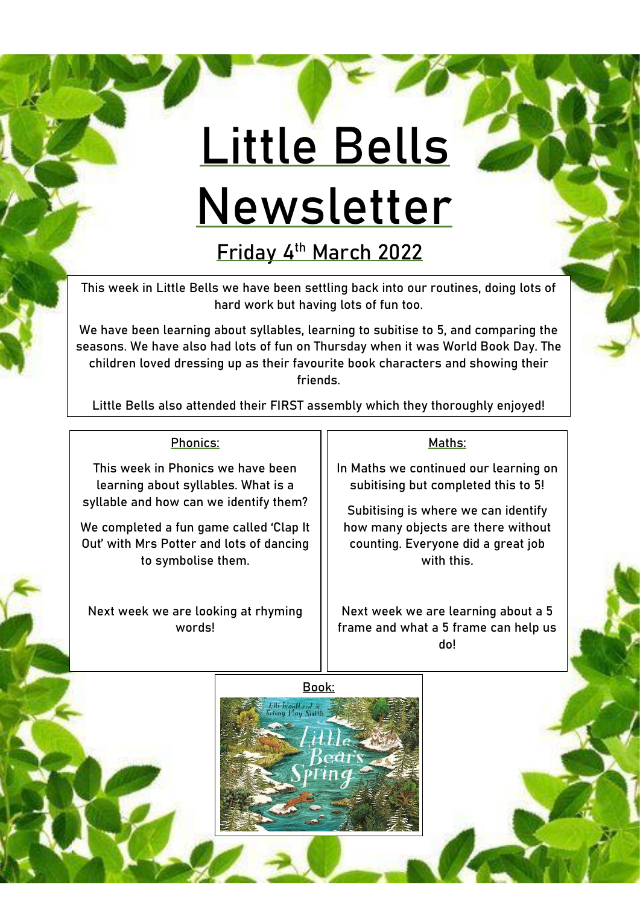# Little Bells Newsletter

## Friday 4th March 2022

This week in Little Bells we have been settling back into our routines, doing lots of hard work but having lots of fun too.

We have been learning about syllables, learning to subitise to 5, and comparing the seasons. We have also had lots of fun on Thursday when it was World Book Day. The children loved dressing up as their favourite book characters and showing their friends.

Little Bells also attended their FIRST assembly which they thoroughly enjoyed!

### Phonics:

This week in Phonics we have been learning about syllables. What is a syllable and how can we identify them?

We completed a fun game called 'Clap It Out' with Mrs Potter and lots of dancing to symbolise them.

Next week we are looking at rhyming words!

### Maths:

In Maths we continued our learning on subitising but completed this to 5!

Subitising is where we can identify how many objects are there without counting. Everyone did a great job with this.

Next week we are learning about a 5 frame and what a 5 frame can help us do!

### Book:

Elli Woollard & Briony May Smith

Little Bear's Spring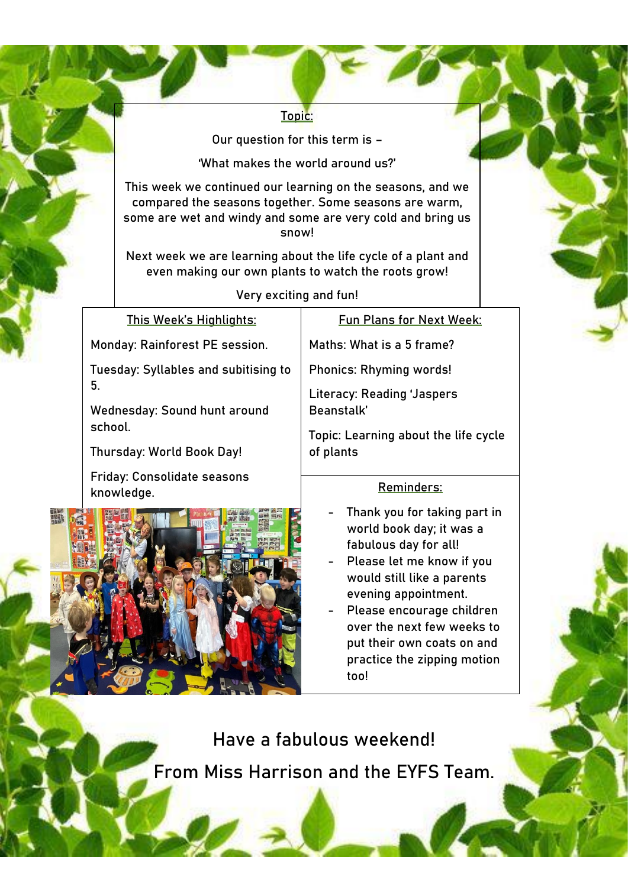## Topic:

Our question for this term is –

'What makes the world around us?'

This week we continued our learning on the seasons, and we compared the seasons together. Some seasons are warm, some are wet and windy and some are very cold and bring us snow!

Next week we are learning about the life cycle of a plant and even making our own plants to watch the roots grow!

Very exciting and fun!

### This Week's Highlights:

Monday: Rainforest PE session.

Tuesday: Syllables and subitising to 5.

Wednesday: Sound hunt around school.

Thursday: World Book Day!

Friday: Consolidate seasons knowledge.

### Fun Plans for Next Week:

Maths: What is a 5 frame?

Phonics: Rhyming words!

Literacy: Reading 'Jaspers Beanstalk'

Topic: Learning about the life cycle of plants

### Reminders:

- Thank you for taking part in world book day; it was a fabulous day for all!
- Please let me know if you would still like a parents evening appointment.
- Please encourage children over the next few weeks to put their own coats on and practice the zipping motion too!

Have a fabulous weekend!

From Miss Harrison and the EYFS Team.